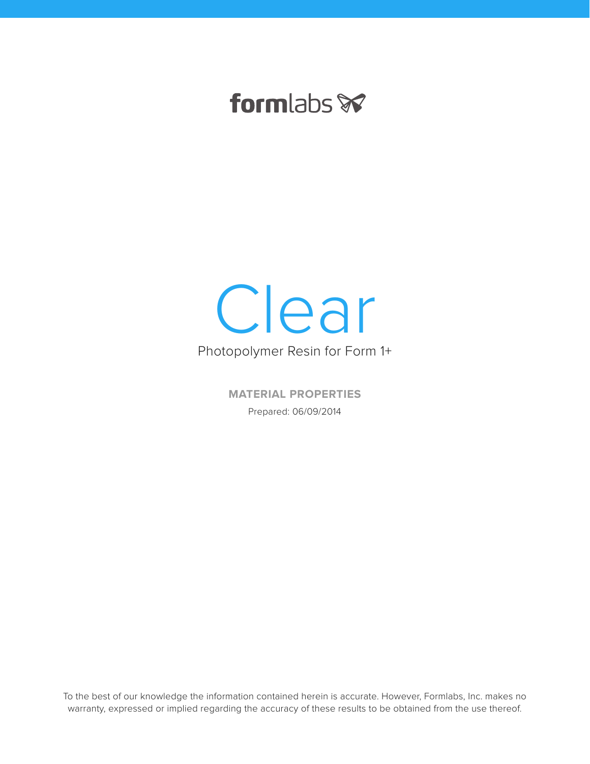formlabs

# Clear

Photopolymer Resin for Form 1+

**MATERIAL PROPERTIES**

Prepared: 06/09/2014

To the best of our knowledge the information contained herein is accurate. However, Formlabs, Inc. makes no warranty, expressed or implied regarding the accuracy of these results to be obtained from the use thereof.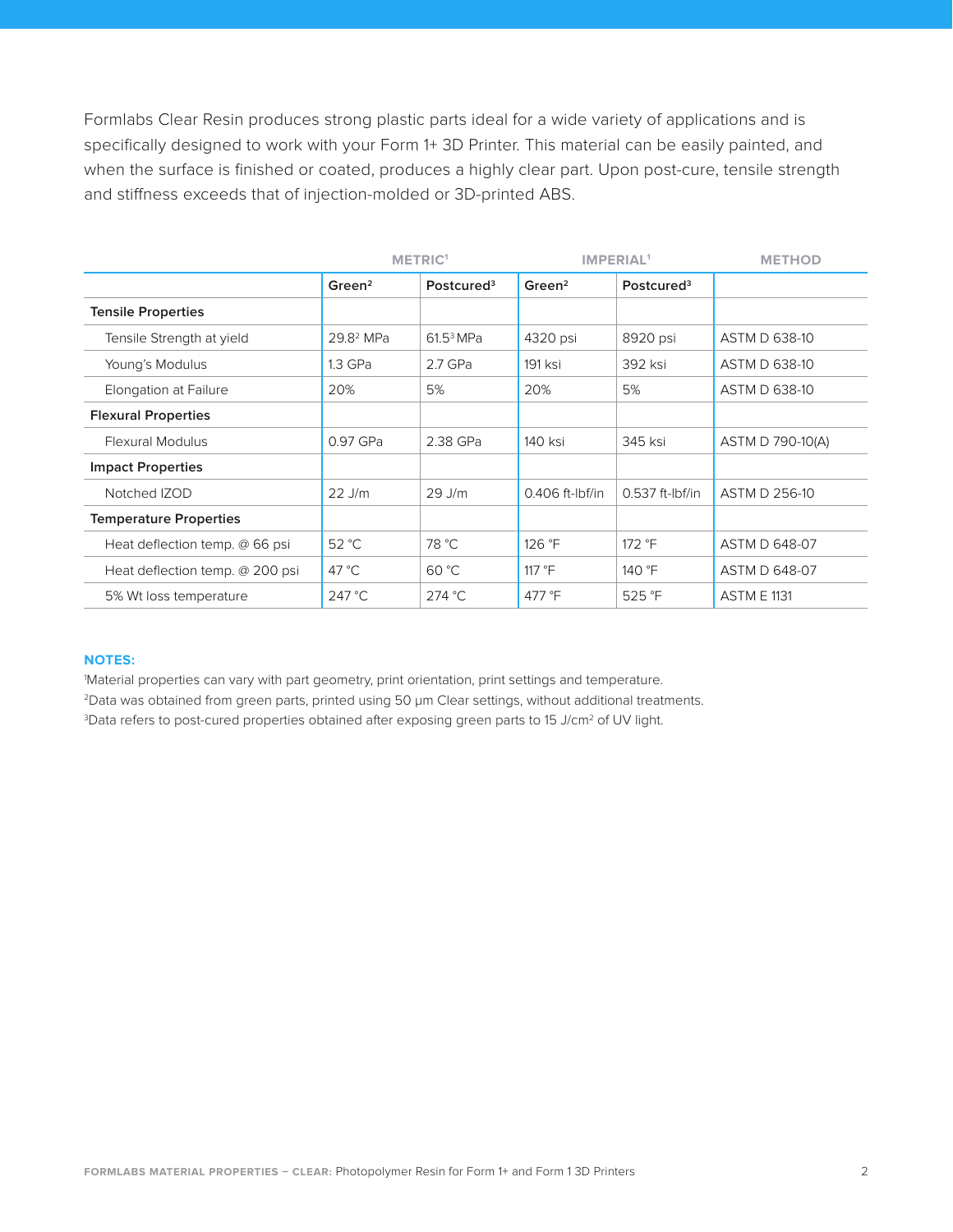Formlabs Clear Resin produces strong plastic parts ideal for a wide variety of applications and is specifically designed to work with your Form 1+ 3D Printer. This material can be easily painted, and when the surface is finished or coated, produces a highly clear part. Upon post-cure, tensile strength and stiffness exceeds that of injection-molded or 3D-printed ABS.

| | METRIC[1] | | IMPERIAL[1] | | METHOD |
|---|---|---|---|---|---|
| | Green[2] | Postcured[3] | Green[2] | Postcured[3] | |
| **Tensile Properties** | | | | | |
| Tensile Strength at yield | 29.8[2] MPa | 61.5[3] MPa | 4320 psi | 8920 psi | ASTM D 638-10 |
| Young's Modulus | 1.3 GPa | 2.7 GPa | 191 ksi | 392 ksi | ASTM D 638-10 |
| Elongation at Failure | 20% | 5% | 20% | 5% | ASTM D 638-10 |
| **Flexural Properties** | | | | | |
| Flexural Modulus | 0.97 GPa | 2.38 GPa | 140 ksi | 345 ksi | ASTM D 790-10(A) |
| **Impact Properties** | | | | | |
| Notched IZOD | 22 J/m | 29 J/m | 0.406 ft-lbf/in | 0.537 ft-lbf/in | ASTM D 256-10 |
| **Temperature Properties** | | | | | |
| Heat deflection temp. @ 66 psi | 52 °C | 78 °C | 126 °F | 172 °F | ASTM D 648-07 |
| Heat deflection temp. @ 200 psi | 47 °C | 60 °C | 117 °F | 140 °F | ASTM D 648-07 |
| 5% Wt loss temperature | 247 °C | 274 °C | 477 °F | 525 °F | ASTM E 1131 |

**NOTES:**

[1]Material properties can vary with part geometry, print orientation, print settings and temperature.

[2]Data was obtained from green parts, printed using 50 µm Clear settings, without additional treatments.

[3]Data refers to post-cured properties obtained after exposing green parts to 15 J/cm$^2$ of UV light.